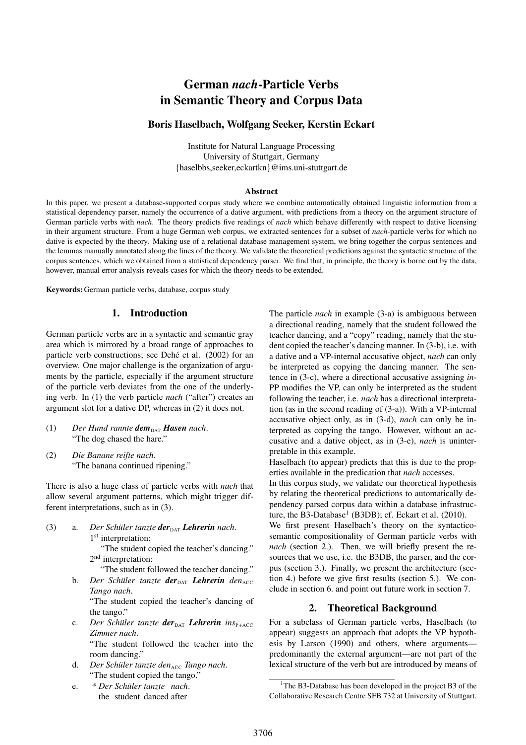# German *nach*-Particle Verbs in Semantic Theory and Corpus Data

**Boris Haselbach, Wolfgang Seeker, Kerstin Eckart**

Institute for Natural Language Processing
University of Stuttgart, Germany
{haselbbs,seeker,eckartkn}@ims.uni-stuttgart.de

### Abstract

In this paper, we present a database-supported corpus study where we combine automatically obtained linguistic information from a statistical dependency parser, namely the occurrence of a dative argument, with predictions from a theory on the argument structure of German particle verbs with *nach*. The theory predicts five readings of *nach* which behave differently with respect to dative licensing in their argument structure. From a huge German web corpus, we extracted sentences for a subset of *nach*-particle verbs for which no dative is expected by the theory. Making use of a relational database management system, we bring together the corpus sentences and the lemmas manually annotated along the lines of the theory. We validate the theoretical predictions against the syntactic structure of the corpus sentences, which we obtained from a statistical dependency parser. We find that, in principle, the theory is borne out by the data, however, manual error analysis reveals cases for which the theory needs to be extended.

**Keywords:** German particle verbs, database, corpus study

## 1. Introduction

German particle verbs are in a syntactic and semantic gray area which is mirrored by a broad range of approaches to particle verb constructions; see Dehé et al. (2002) for an overview. One major challenge is the organization of arguments by the particle, especially if the argument structure of the particle verb deviates from the one of the underlying verb. In (1) the verb particle *nach* ("after") creates an argument slot for a dative DP, whereas in (2) it does not.

(1) *Der Hund rannte **dem**$_{\text{DAT}}$ **Hasen** nach.*
"The dog chased the hare."

(2) *Die Banane reifte nach.*
"The banana continued ripening."

There is also a huge class of particle verbs with *nach* that allow several argument patterns, which might trigger different interpretations, such as in (3).

(3) a. *Der Schüler tanzte **der**$_{\text{DAT}}$ **Lehrerin** nach.*
1st interpretation:
"The student copied the teacher's dancing."
2nd interpretation:
"The student followed the teacher dancing."

b. *Der Schüler tanzte **der**$_{\text{DAT}}$ **Lehrerin** den$_{\text{ACC}}$ Tango nach.*
"The student copied the teacher's dancing of the tango."

c. *Der Schüler tanzte **der**$_{\text{DAT}}$ **Lehrerin** ins$_{\text{P+ACC}}$ Zimmer nach.*
"The student followed the teacher into the room dancing."

d. *Der Schüler tanzte den$_{\text{ACC}}$ Tango nach.*
"The student copied the tango."

e. \* *Der Schüler tanzte nach.*
the student danced after

The particle *nach* in example (3-a) is ambiguous between a directional reading, namely that the student followed the teacher dancing, and a "copy" reading, namely that the student copied the teacher's dancing manner. In (3-b), i.e. with a dative and a VP-internal accusative object, *nach* can only be interpreted as copying the dancing manner. The sentence in (3-c), where a directional accusative assigning *in*-PP modifies the VP, can only be interpreted as the student following the teacher, i.e. *nach* has a directional interpretation (as in the second reading of (3-a)). With a VP-internal accusative object only, as in (3-d), *nach* can only be interpreted as copying the tango. However, without an accusative and a dative object, as in (3-e), *nach* is uninterpretable in this example.

Haselbach (to appear) predicts that this is due to the properties available in the predication that *nach* accesses.

In this corpus study, we validate our theoretical hypothesis by relating the theoretical predictions to automatically dependency parsed corpus data within a database infrastructure, the B3-Database[1] (B3DB); cf. Eckart et al. (2010).

We first present Haselbach's theory on the syntactico-semantic compositionality of German particle verbs with *nach* (section 2.). Then, we will briefly present the resources that we use, i.e. the B3DB, the parser, and the corpus (section 3.). Finally, we present the architecture (section 4.) before we give first results (section 5.). We conclude in section 6. and point out future work in section 7.

## 2. Theoretical Background

For a subclass of German particle verbs, Haselbach (to appear) suggests an approach that adopts the VP hypothesis by Larson (1990) and others, where arguments—predominantly the external argument—are not part of the lexical structure of the verb but are introduced by means of

[1] The B3-Database has been developed in the project B3 of the Collaborative Research Centre SFB 732 at University of Stuttgart.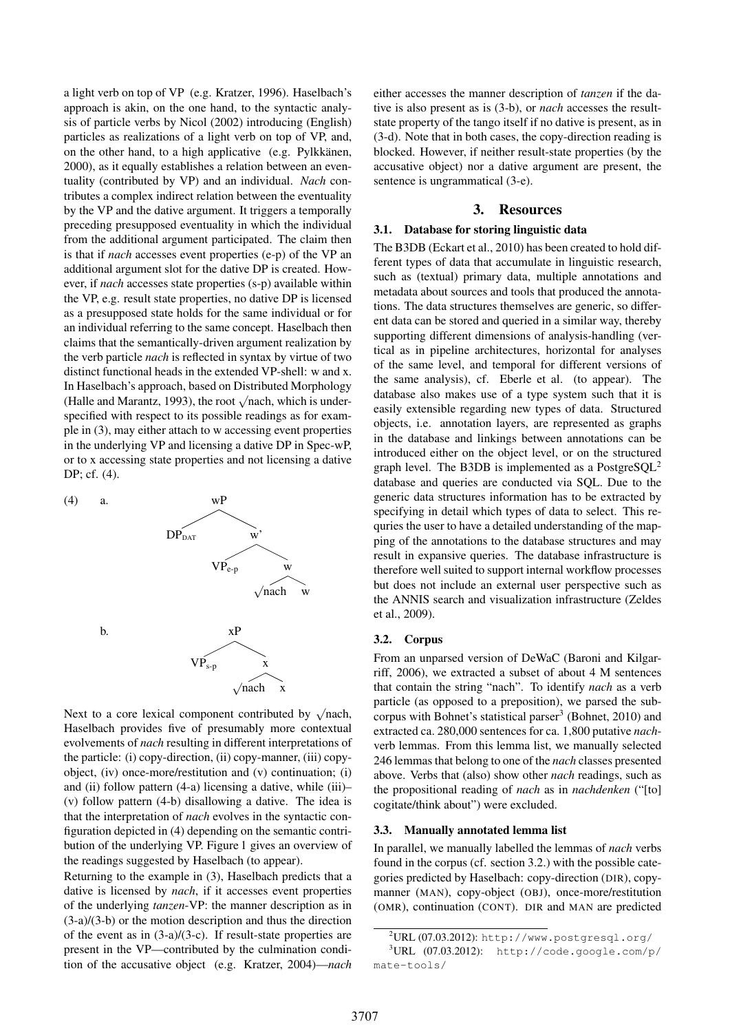a light verb on top of VP (e.g. Kratzer, 1996). Haselbach's approach is akin, on the one hand, to the syntactic analysis of particle verbs by Nicol (2002) introducing (English) particles as realizations of a light verb on top of VP, and, on the other hand, to a high applicative (e.g. Pylkkänen, 2000), as it equally establishes a relation between an eventuality (contributed by VP) and an individual. *Nach* contributes a complex indirect relation between the eventuality by the VP and the dative argument. It triggers a temporally preceding presupposed eventuality in which the individual from the additional argument participated. The claim then is that if *nach* accesses event properties (e-p) of the VP an additional argument slot for the dative DP is created. However, if *nach* accesses state properties (s-p) available within the VP, e.g. result state properties, no dative DP is licensed as a presupposed state holds for the same individual or for an individual referring to the same concept. Haselbach then claims that the semantically-driven argument realization by the verb particle *nach* is reflected in syntax by virtue of two distinct functional heads in the extended VP-shell: w and x. In Haselbach's approach, based on Distributed Morphology (Halle and Marantz, 1993), the root $\sqrt{\text{nach}}$, which is underspecified with respect to its possible readings as for example in (3), may either attach to w accessing event properties in the underlying VP and licensing a dative DP in Spec-wP, or to x accessing state properties and not licensing a dative DP; cf. (4).

(4) a. [$_{\text{wP}}$ $DP_{\text{DAT}}$ [$_{\text{w'}}$ $VP_{\text{e-p}}$ [$_{\text{w}}$ $\sqrt{\text{nach}}$ w ]]]

b. [$_{\text{xP}}$ $VP_{\text{s-p}}$ [$_{\text{x}}$ $\sqrt{\text{nach}}$ x ]]

Next to a core lexical component contributed by $\sqrt{\text{nach}}$, Haselbach provides five of presumably more contextual evolvements of *nach* resulting in different interpretations of the particle: (i) copy-direction, (ii) copy-manner, (iii) copy-object, (iv) once-more/restitution and (v) continuation; (i) and (ii) follow pattern (4-a) licensing a dative, while (iii)–(v) follow pattern (4-b) disallowing a dative. The idea is that the interpretation of *nach* evolves in the syntactic configuration depicted in (4) depending on the semantic contribution of the underlying VP. Figure 1 gives an overview of the readings suggested by Haselbach (to appear).

Returning to the example in (3), Haselbach predicts that a dative is licensed by *nach*, if it accesses event properties of the underlying *tanzen*-VP: the manner description as in (3-a)/(3-b) or the motion description and thus the direction of the event as in (3-a)/(3-c). If result-state properties are present in the VP—contributed by the culmination condition of the accusative object (e.g. Kratzer, 2004)—*nach* either accesses the manner description of *tanzen* if the dative is also present as is (3-b), or *nach* accesses the result-state property of the tango itself if no dative is present, as in (3-d). Note that in both cases, the copy-direction reading is blocked. However, if neither result-state properties (by the accusative object) nor a dative argument are present, the sentence is ungrammatical (3-e).

## 3. Resources

### 3.1. Database for storing linguistic data

The B3DB (Eckart et al., 2010) has been created to hold different types of data that accumulate in linguistic research, such as (textual) primary data, multiple annotations and metadata about sources and tools that produced the annotations. The data structures themselves are generic, so different data can be stored and queried in a similar way, thereby supporting different dimensions of analysis-handling (vertical as in pipeline architectures, horizontal for analyses of the same level, and temporal for different versions of the same analysis), cf. Eberle et al. (to appear). The database also makes use of a type system such that it is easily extensible regarding new types of data. Structured objects, i.e. annotation layers, are represented as graphs in the database and linkings between annotations can be introduced either on the object level, or on the structured graph level. The B3DB is implemented as a PostgreSQL[2] database and queries are conducted via SQL. Due to the generic data structures information has to be extracted by specifying in detail which types of data to select. This requries the user to have a detailed understanding of the mapping of the annotations to the database structures and may result in expansive queries. The database infrastructure is therefore well suited to support internal workflow processes but does not include an external user perspective such as the ANNIS search and visualization infrastructure (Zeldes et al., 2009).

### 3.2. Corpus

From an unparsed version of DeWaC (Baroni and Kilgarriff, 2006), we extracted a subset of about 4 M sentences that contain the string "nach". To identify *nach* as a verb particle (as opposed to a preposition), we parsed the subcorpus with Bohnet's statistical parser[3] (Bohnet, 2010) and extracted ca. 280,000 sentences for ca. 1,800 putative *nach*-verb lemmas. From this lemma list, we manually selected 246 lemmas that belong to one of the *nach* classes presented above. Verbs that (also) show other *nach* readings, such as the propositional reading of *nach* as in *nachdenken* ("[to] cogitate/think about") were excluded.

### 3.3. Manually annotated lemma list

In parallel, we manually labelled the lemmas of *nach* verbs found in the corpus (cf. section 3.2.) with the possible categories predicted by Haselbach: copy-direction (DIR), copy-manner (MAN), copy-object (OBJ), once-more/restitution (OMR), continuation (CONT). DIR and MAN are predicted

[2] URL (07.03.2012): http://www.postgresql.org/

[3] URL (07.03.2012): http://code.google.com/p/mate-tools/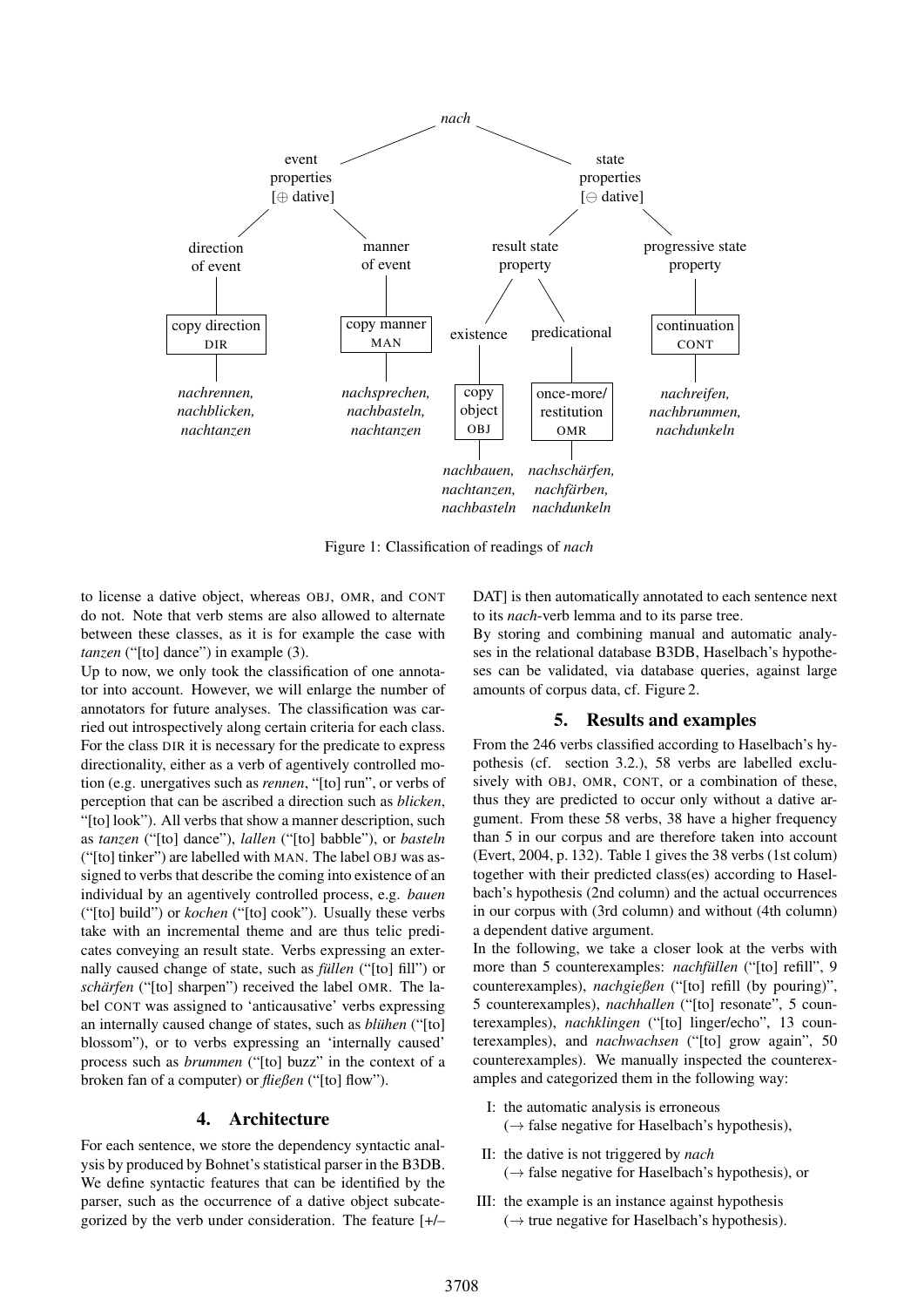nach

event properties [⊕ dative]
- direction of event → copy direction DIR → *nachrennen, nachblicken, nachtanzen*
- manner of event → copy manner MAN → *nachsprechen, nachbasteln, nachtanzen*

state properties [⊖ dative]
- result state property
  - existence → copy object OBJ → *nachbauen, nachtanzen, nachbasteln*
  - predicational → once-more/ restitution OMR → *nachschärfen, nachfärben, nachdunkeln*
- progressive state property → continuation CONT → *nachreifen, nachbrummen, nachdunkeln*

Figure 1: Classification of readings of *nach*

to license a dative object, whereas OBJ, OMR, and CONT do not. Note that verb stems are also allowed to alternate between these classes, as it is for example the case with *tanzen* ("[to] dance") in example (3).

Up to now, we only took the classification of one annotator into account. However, we will enlarge the number of annotators for future analyses. The classification was carried out introspectively along certain criteria for each class. For the class DIR it is necessary for the predicate to express directionality, either as a verb of agentively controlled motion (e.g. unergatives such as *rennen*, "[to] run", or verbs of perception that can be ascribed a direction such as *blicken*, "[to] look"). All verbs that show a manner description, such as *tanzen* ("[to] dance"), *lallen* ("[to] babble"), or *basteln* ("[to] tinker") are labelled with MAN. The label OBJ was assigned to verbs that describe the coming into existence of an individual by an agentively controlled process, e.g. *bauen* ("[to] build") or *kochen* ("[to] cook"). Usually these verbs take with an incremental theme and are thus telic predicates conveying an result state. Verbs expressing an externally caused change of state, such as *füllen* ("[to] fill") or *schärfen* ("[to] sharpen") received the label OMR. The label CONT was assigned to 'anticausative' verbs expressing an internally caused change of states, such as *blühen* ("[to] blossom"), or to verbs expressing an 'internally caused' process such as *brummen* ("[to] buzz" in the context of a broken fan of a computer) or *fließen* ("[to] flow").

## 4. Architecture

For each sentence, we store the dependency syntactic analysis by produced by Bohnet's statistical parser in the B3DB. We define syntactic features that can be identified by the parser, such as the occurrence of a dative object subcategorized by the verb under consideration. The feature [+/– DAT] is then automatically annotated to each sentence next to its *nach*-verb lemma and to its parse tree.

By storing and combining manual and automatic analyses in the relational database B3DB, Haselbach's hypotheses can be validated, via database queries, against large amounts of corpus data, cf. Figure 2.

## 5. Results and examples

From the 246 verbs classified according to Haselbach's hypothesis (cf. section 3.2.), 58 verbs are labelled exclusively with OBJ, OMR, CONT, or a combination of these, thus they are predicted to occur only without a dative argument. From these 58 verbs, 38 have a higher frequency than 5 in our corpus and are therefore taken into account (Evert, 2004, p. 132). Table 1 gives the 38 verbs (1st colum) together with their predicted class(es) according to Haselbach's hypothesis (2nd column) and the actual occurrences in our corpus with (3rd column) and without (4th column) a dependent dative argument.

In the following, we take a closer look at the verbs with more than 5 counterexamples: *nachfüllen* ("[to] refill", 9 counterexamples), *nachgießen* ("[to] refill (by pouring)", 5 counterexamples), *nachhallen* ("[to] resonate", 5 counterexamples), *nachklingen* ("[to] linger/echo", 13 counterexamples), and *nachwachsen* ("[to] grow again", 50 counterexamples). We manually inspected the counterexamples and categorized them in the following way:

I: the automatic analysis is erroneous
(→ false negative for Haselbach's hypothesis),

II: the dative is not triggered by *nach*
(→ false negative for Haselbach's hypothesis), or

III: the example is an instance against hypothesis
(→ true negative for Haselbach's hypothesis).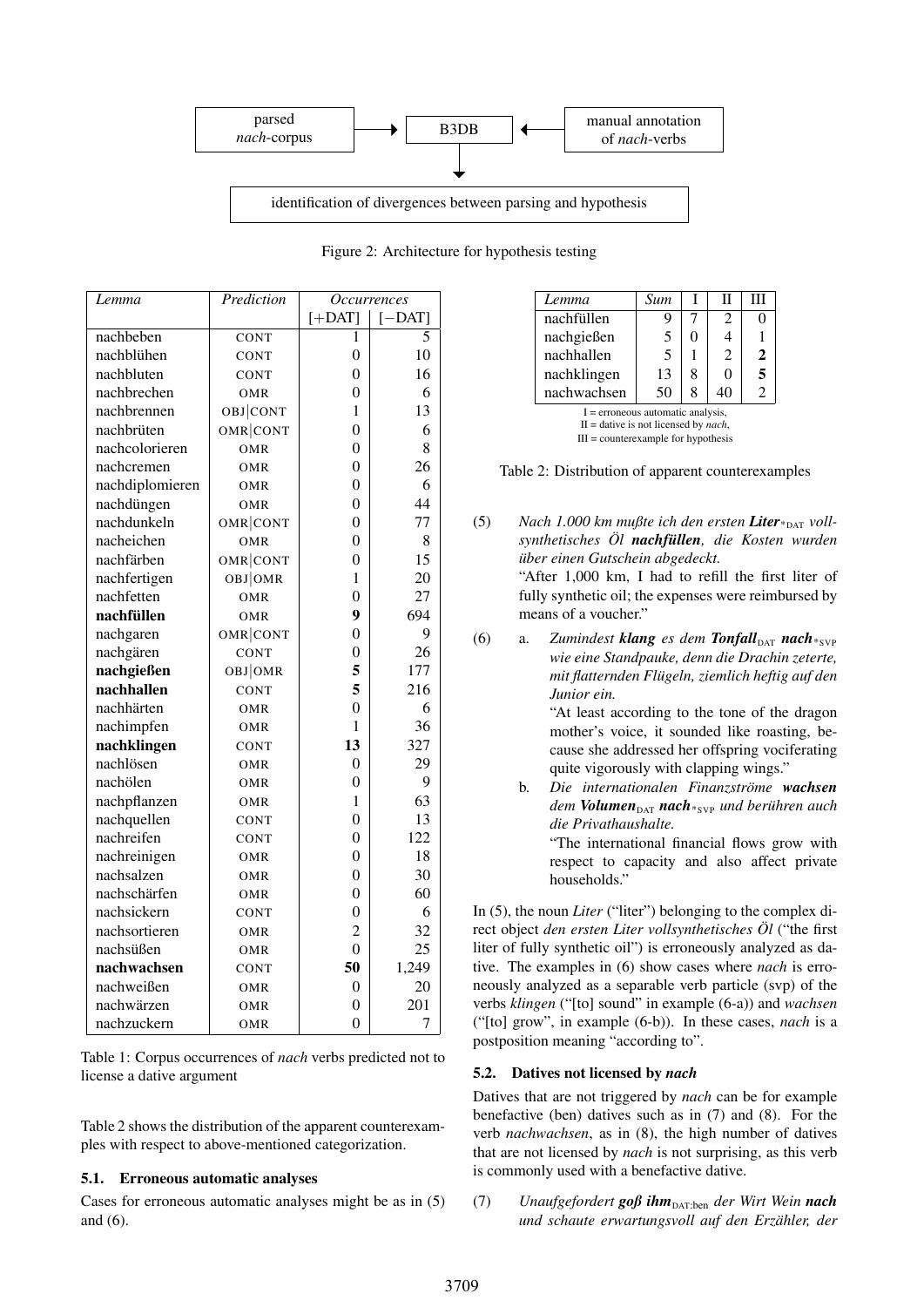parsed *nach*-corpus → B3DB ← manual annotation of *nach*-verbs

B3DB → identification of divergences between parsing and hypothesis

Figure 2: Architecture for hypothesis testing

| *Lemma* | *Prediction* | *Occurrences* | |
|---|---|---|---|
| | | [+DAT] | [−DAT] |
| nachbeben | CONT | 1 | 5 |
| nachblühen | CONT | 0 | 10 |
| nachbluten | CONT | 0 | 16 |
| nachbrechen | OMR | 0 | 6 |
| nachbrennen | OBJ\|CONT | 1 | 13 |
| nachbrüten | OMR\|CONT | 0 | 6 |
| nachcolorieren | OMR | 0 | 8 |
| nachcremen | OMR | 0 | 26 |
| nachdiplomieren | OMR | 0 | 6 |
| nachdüngen | OMR | 0 | 44 |
| nachdunkeln | OMR\|CONT | 0 | 77 |
| nacheichen | OMR | 0 | 8 |
| nachfärben | OMR\|CONT | 0 | 15 |
| nachfertigen | OBJ\|OMR | 1 | 20 |
| nachfetten | OMR | 0 | 27 |
| **nachfüllen** | OMR | **9** | 694 |
| nachgaren | OMR\|CONT | 0 | 9 |
| nachgären | CONT | 0 | 26 |
| **nachgießen** | OBJ\|OMR | **5** | 177 |
| **nachhallen** | CONT | **5** | 216 |
| nachhärten | OMR | 0 | 6 |
| nachimpfen | OMR | 1 | 36 |
| **nachklingen** | CONT | **13** | 327 |
| nachlösen | OMR | 0 | 29 |
| nachölen | OMR | 0 | 9 |
| nachpflanzen | OMR | 1 | 63 |
| nachquellen | CONT | 0 | 13 |
| nachreifen | CONT | 0 | 122 |
| nachreinigen | OMR | 0 | 18 |
| nachsalzen | OMR | 0 | 30 |
| nachschärfen | OMR | 0 | 60 |
| nachsickern | CONT | 0 | 6 |
| nachsortieren | OMR | 2 | 32 |
| nachsüßen | OMR | 0 | 25 |
| **nachwachsen** | CONT | **50** | 1,249 |
| nachweißen | OMR | 0 | 20 |
| nachwärzen | OMR | 0 | 201 |
| nachzuckern | OMR | 0 | 7 |

Table 1: Corpus occurrences of *nach* verbs predicted not to license a dative argument

Table 2 shows the distribution of the apparent counterexamples with respect to above-mentioned categorization.

### 5.1. Erroneous automatic analyses

Cases for erroneous automatic analyses might be as in (5) and (6).

| *Lemma* | *Sum* | I | II | III |
|---|---|---|---|---|
| nachfüllen | 9 | 7 | 2 | 0 |
| nachgießen | 5 | 0 | 4 | 1 |
| nachhallen | 5 | 1 | 2 | **2** |
| nachklingen | 13 | 8 | 0 | **5** |
| nachwachsen | 50 | 8 | 40 | 2 |

I = erroneous automatic analysis,
II = dative is not licensed by *nach*,
III = counterexample for hypothesis

Table 2: Distribution of apparent counterexamples

(5) *Nach 1.000 km mußte ich den ersten **Liter**$_{*\text{DAT}}$ vollsynthetisches Öl **nachfüllen**, die Kosten wurden über einen Gutschein abgedeckt.*
"After 1,000 km, I had to refill the first liter of fully synthetic oil; the expenses were reimbursed by means of a voucher."

(6) a. *Zumindest **klang** es dem **Tonfall**$_{\text{DAT}}$ **nach**$_{*\text{SVP}}$ wie eine Standpauke, denn die Drachin zeterte, mit flatternden Flügeln, ziemlich heftig auf den Junior ein.*
"At least according to the tone of the dragon mother's voice, it sounded like roasting, because she addressed her offspring vociferating quite vigorously with clapping wings."

b. *Die internationalen Finanzströme **wachsen** dem **Volumen**$_{\text{DAT}}$ **nach**$_{*\text{SVP}}$ und berühren auch die Privathaushalte.*
"The international financial flows grow with respect to capacity and also affect private households."

In (5), the noun *Liter* ("liter") belonging to the complex direct object *den ersten Liter vollsynthetisches Öl* ("the first liter of fully synthetic oil") is erroneously analyzed as dative. The examples in (6) show cases where *nach* is erroneously analyzed as a separable verb particle (svp) of the verbs *klingen* ("[to] sound" in example (6-a)) and *wachsen* ("[to] grow", in example (6-b)). In these cases, *nach* is a postposition meaning "according to".

### 5.2. Datives not licensed by *nach*

Datives that are not triggered by *nach* can be for example benefactive (ben) datives such as in (7) and (8). For the verb *nachwachsen*, as in (8), the high number of datives that are not licensed by *nach* is not surprising, as this verb is commonly used with a benefactive dative.

(7) *Unaufgefordert **goß ihm**$_{\text{DAT:ben}}$ der Wirt Wein **nach** und schaute erwartungsvoll auf den Erzähler, der*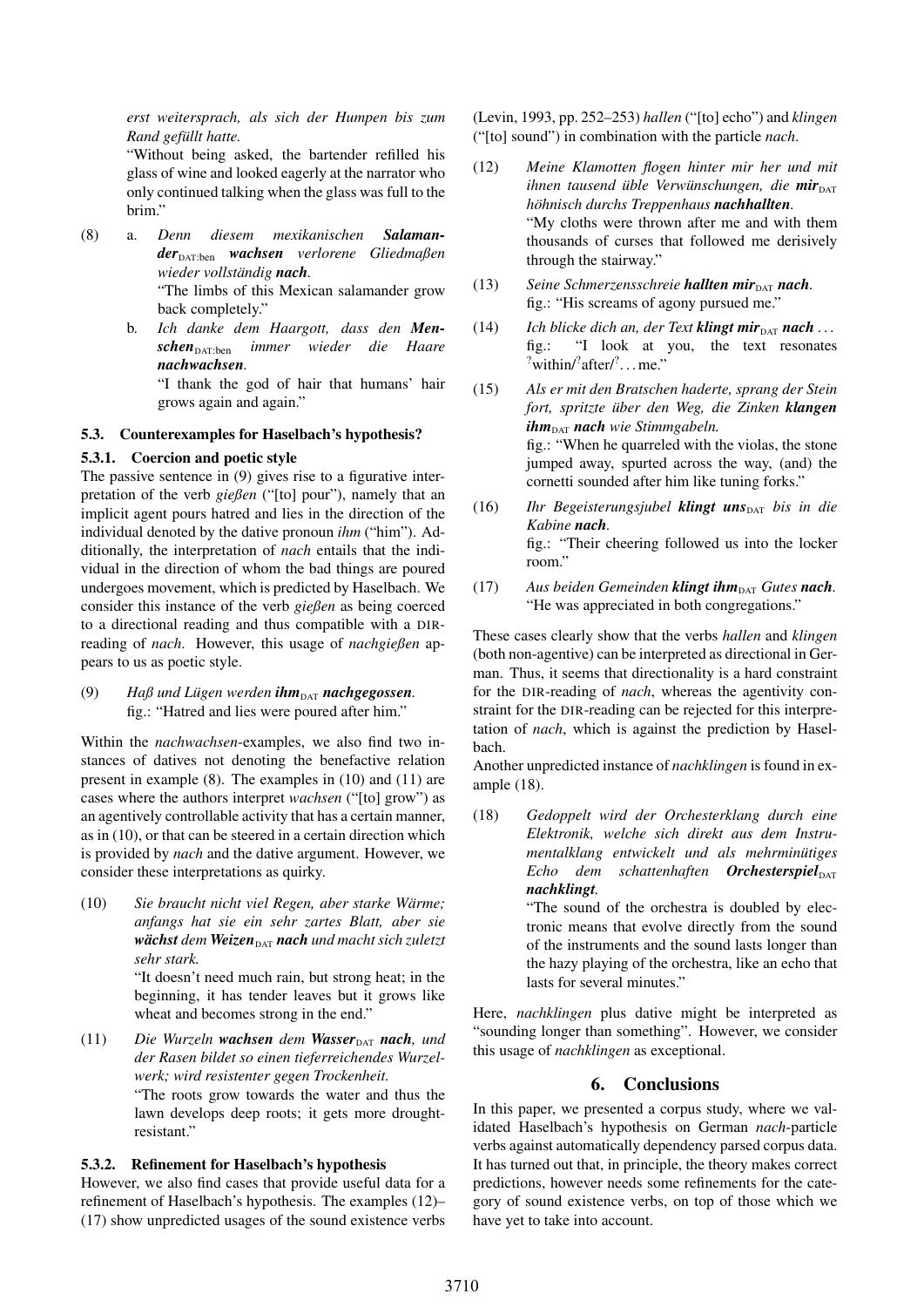*erst weitersprach, als sich der Humpen bis zum Rand gefüllt hatte.*
"Without being asked, the bartender refilled his glass of wine and looked eagerly at the narrator who only continued talking when the glass was full to the brim."

(8) a. *Denn diesem mexikanischen **Salamander**$_{\text{DAT:ben}}$ **wachsen** verlorene Gliedmaßen wieder vollständig **nach**.*
"The limbs of this Mexican salamander grow back completely."

b. *Ich danke dem Haargott, dass den **Menschen**$_{\text{DAT:ben}}$ immer wieder die Haare **nachwachsen**.*
"I thank the god of hair that humans' hair grows again and again."

### 5.3. Counterexamples for Haselbach's hypothesis?

#### 5.3.1. Coercion and poetic style

The passive sentence in (9) gives rise to a figurative interpretation of the verb *gießen* ("[to] pour"), namely that an implicit agent pours hatred and lies in the direction of the individual denoted by the dative pronoun *ihm* ("him"). Additionally, the interpretation of *nach* entails that the individual in the direction of whom the bad things are poured undergoes movement, which is predicted by Haselbach. We consider this instance of the verb *gießen* as being coerced to a directional reading and thus compatible with a DIR-reading of *nach*. However, this usage of *nachgießen* appears to us as poetic style.

(9) *Haß und Lügen werden **ihm**$_{\text{DAT}}$ **nachgegossen**.*
fig.: "Hatred and lies were poured after him."

Within the *nachwachsen*-examples, we also find two instances of datives not denoting the benefactive relation present in example (8). The examples in (10) and (11) are cases where the authors interpret *wachsen* ("[to] grow") as an agentively controllable activity that has a certain manner, as in (10), or that can be steered in a certain direction which is provided by *nach* and the dative argument. However, we consider these interpretations as quirky.

(10) *Sie braucht nicht viel Regen, aber starke Wärme; anfangs hat sie ein sehr zartes Blatt, aber sie **wächst** dem **Weizen**$_{\text{DAT}}$ **nach** und macht sich zuletzt sehr stark.*
"It doesn't need much rain, but strong heat; in the beginning, it has tender leaves but it grows like wheat and becomes strong in the end."

(11) *Die Wurzeln **wachsen** dem **Wasser**$_{\text{DAT}}$ **nach**, und der Rasen bildet so einen tieferreichendes Wurzelwerk; wird resistenter gegen Trockenheit.*
"The roots grow towards the water and thus the lawn develops deep roots; it gets more drought-resistant."

#### 5.3.2. Refinement for Haselbach's hypothesis

However, we also find cases that provide useful data for a refinement of Haselbach's hypothesis. The examples (12)–(17) show unpredicted usages of the sound existence verbs (Levin, 1993, pp. 252–253) *hallen* ("[to] echo") and *klingen* ("[to] sound") in combination with the particle *nach*.

(12) *Meine Klamotten flogen hinter mir her und mit ihnen tausend üble Verwünschungen, die **mir**$_{\text{DAT}}$ höhnisch durchs Treppenhaus **nachhallten**.*
"My cloths were thrown after me and with them thousands of curses that followed me derisively through the stairway."

(13) *Seine Schmerzensschreie **hallten mir**$_{\text{DAT}}$ **nach**.*
fig.: "His screams of agony pursued me."

(14) *Ich blicke dich an, der Text **klingt mir**$_{\text{DAT}}$ **nach** ...*
fig.: "I look at you, the text resonates $^?$within/$^?$after/$^?$... me."

(15) *Als er mit den Bratschen haderte, sprang der Stein fort, spritzte über den Weg, die Zinken **klangen ihm**$_{\text{DAT}}$ **nach** wie Stimmgabeln.*
fig.: "When he quarreled with the violas, the stone jumped away, spurted across the way, (and) the cornetti sounded after him like tuning forks."

(16) *Ihr Begeisterungsjubel **klingt uns**$_{\text{DAT}}$ bis in die Kabine **nach**.*
fig.: "Their cheering followed us into the locker room."

(17) *Aus beiden Gemeinden **klingt ihm**$_{\text{DAT}}$ Gutes **nach**.*
"He was appreciated in both congregations."

These cases clearly show that the verbs *hallen* and *klingen* (both non-agentive) can be interpreted as directional in German. Thus, it seems that directionality is a hard constraint for the DIR-reading of *nach*, whereas the agentivity constraint for the DIR-reading can be rejected for this interpretation of *nach*, which is against the prediction by Haselbach.

Another unpredicted instance of *nachklingen* is found in example (18).

(18) *Gedoppelt wird der Orchesterklang durch eine Elektronik, welche sich direkt aus dem Instrumentalklang entwickelt und als mehrminütiges Echo dem schattenhaften **Orchesterspiel**$_{\text{DAT}}$ **nachklingt**.*
"The sound of the orchestra is doubled by electronic means that evolve directly from the sound of the instruments and the sound lasts longer than the hazy playing of the orchestra, like an echo that lasts for several minutes."

Here, *nachklingen* plus dative might be interpreted as "sounding longer than something". However, we consider this usage of *nachklingen* as exceptional.

## 6. Conclusions

In this paper, we presented a corpus study, where we validated Haselbach's hypothesis on German *nach*-particle verbs against automatically dependency parsed corpus data. It has turned out that, in principle, the theory makes correct predictions, however needs some refinements for the category of sound existence verbs, on top of those which we have yet to take into account.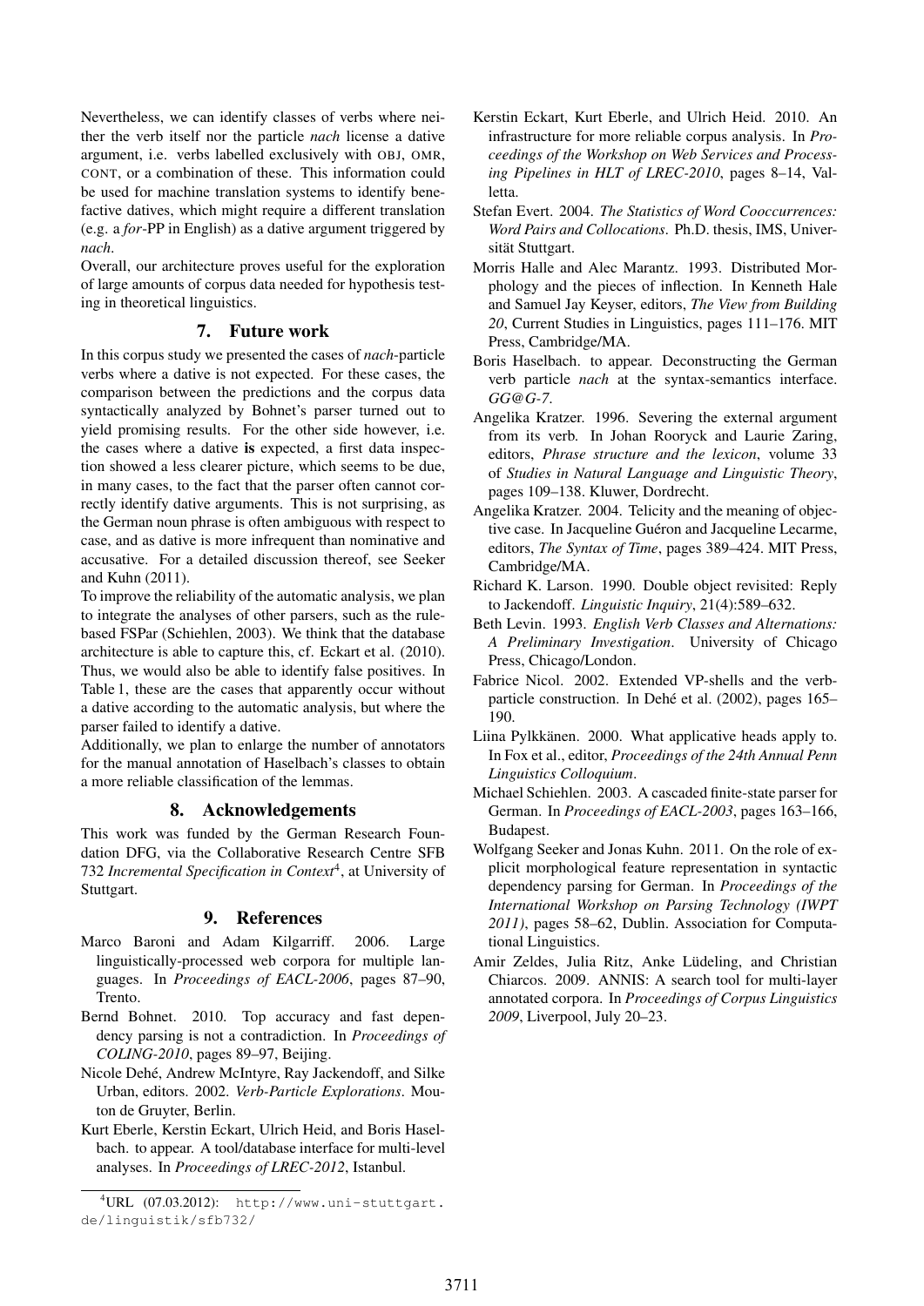Nevertheless, we can identify classes of verbs where neither the verb itself nor the particle *nach* license a dative argument, i.e. verbs labelled exclusively with OBJ, OMR, CONT, or a combination of these. This information could be used for machine translation systems to identify benefactive datives, which might require a different translation (e.g. a *for*-PP in English) as a dative argument triggered by *nach*.

Overall, our architecture proves useful for the exploration of large amounts of corpus data needed for hypothesis testing in theoretical linguistics.

## 7. Future work

In this corpus study we presented the cases of *nach*-particle verbs where a dative is not expected. For these cases, the comparison between the predictions and the corpus data syntactically analyzed by Bohnet's parser turned out to yield promising results. For the other side however, i.e. the cases where a dative **is** expected, a first data inspection showed a less clearer picture, which seems to be due, in many cases, to the fact that the parser often cannot correctly identify dative arguments. This is not surprising, as the German noun phrase is often ambiguous with respect to case, and as dative is more infrequent than nominative and accusative. For a detailed discussion thereof, see Seeker and Kuhn (2011).

To improve the reliability of the automatic analysis, we plan to integrate the analyses of other parsers, such as the rule-based FSPar (Schiehlen, 2003). We think that the database architecture is able to capture this, cf. Eckart et al. (2010). Thus, we would also be able to identify false positives. In Table 1, these are the cases that apparently occur without a dative according to the automatic analysis, but where the parser failed to identify a dative.

Additionally, we plan to enlarge the number of annotators for the manual annotation of Haselbach's classes to obtain a more reliable classification of the lemmas.

## 8. Acknowledgements

This work was funded by the German Research Foundation DFG, via the Collaborative Research Centre SFB 732 *Incremental Specification in Context*[4], at University of Stuttgart.

## 9. References

Marco Baroni and Adam Kilgarriff. 2006. Large linguistically-processed web corpora for multiple languages. In *Proceedings of EACL-2006*, pages 87–90, Trento.

Bernd Bohnet. 2010. Top accuracy and fast dependency parsing is not a contradiction. In *Proceedings of COLING-2010*, pages 89–97, Beijing.

Nicole Dehé, Andrew McIntyre, Ray Jackendoff, and Silke Urban, editors. 2002. *Verb-Particle Explorations*. Mouton de Gruyter, Berlin.

Kurt Eberle, Kerstin Eckart, Ulrich Heid, and Boris Haselbach. to appear. A tool/database interface for multi-level analyses. In *Proceedings of LREC-2012*, Istanbul.

Kerstin Eckart, Kurt Eberle, and Ulrich Heid. 2010. An infrastructure for more reliable corpus analysis. In *Proceedings of the Workshop on Web Services and Processing Pipelines in HLT of LREC-2010*, pages 8–14, Valletta.

Stefan Evert. 2004. *The Statistics of Word Cooccurrences: Word Pairs and Collocations*. Ph.D. thesis, IMS, Universität Stuttgart.

Morris Halle and Alec Marantz. 1993. Distributed Morphology and the pieces of inflection. In Kenneth Hale and Samuel Jay Keyser, editors, *The View from Building 20*, Current Studies in Linguistics, pages 111–176. MIT Press, Cambridge/MA.

Boris Haselbach. to appear. Deconstructing the German verb particle *nach* at the syntax-semantics interface. *GG@G-7*.

Angelika Kratzer. 1996. Severing the external argument from its verb. In Johan Rooryck and Laurie Zaring, editors, *Phrase structure and the lexicon*, volume 33 of *Studies in Natural Language and Linguistic Theory*, pages 109–138. Kluwer, Dordrecht.

Angelika Kratzer. 2004. Telicity and the meaning of objective case. In Jacqueline Guéron and Jacqueline Lecarme, editors, *The Syntax of Time*, pages 389–424. MIT Press, Cambridge/MA.

Richard K. Larson. 1990. Double object revisited: Reply to Jackendoff. *Linguistic Inquiry*, 21(4):589–632.

Beth Levin. 1993. *English Verb Classes and Alternations: A Preliminary Investigation*. University of Chicago Press, Chicago/London.

Fabrice Nicol. 2002. Extended VP-shells and the verb-particle construction. In Dehé et al. (2002), pages 165–190.

Liina Pylkkänen. 2000. What applicative heads apply to. In Fox et al., editor, *Proceedings of the 24th Annual Penn Linguistics Colloquium*.

Michael Schiehlen. 2003. A cascaded finite-state parser for German. In *Proceedings of EACL-2003*, pages 163–166, Budapest.

Wolfgang Seeker and Jonas Kuhn. 2011. On the role of explicit morphological feature representation in syntactic dependency parsing for German. In *Proceedings of the International Workshop on Parsing Technology (IWPT 2011)*, pages 58–62, Dublin. Association for Computational Linguistics.

Amir Zeldes, Julia Ritz, Anke Lüdeling, and Christian Chiarcos. 2009. ANNIS: A search tool for multi-layer annotated corpora. In *Proceedings of Corpus Linguistics 2009*, Liverpool, July 20–23.

[4]URL (07.03.2012): http://www.uni-stuttgart.de/linguistik/sfb732/